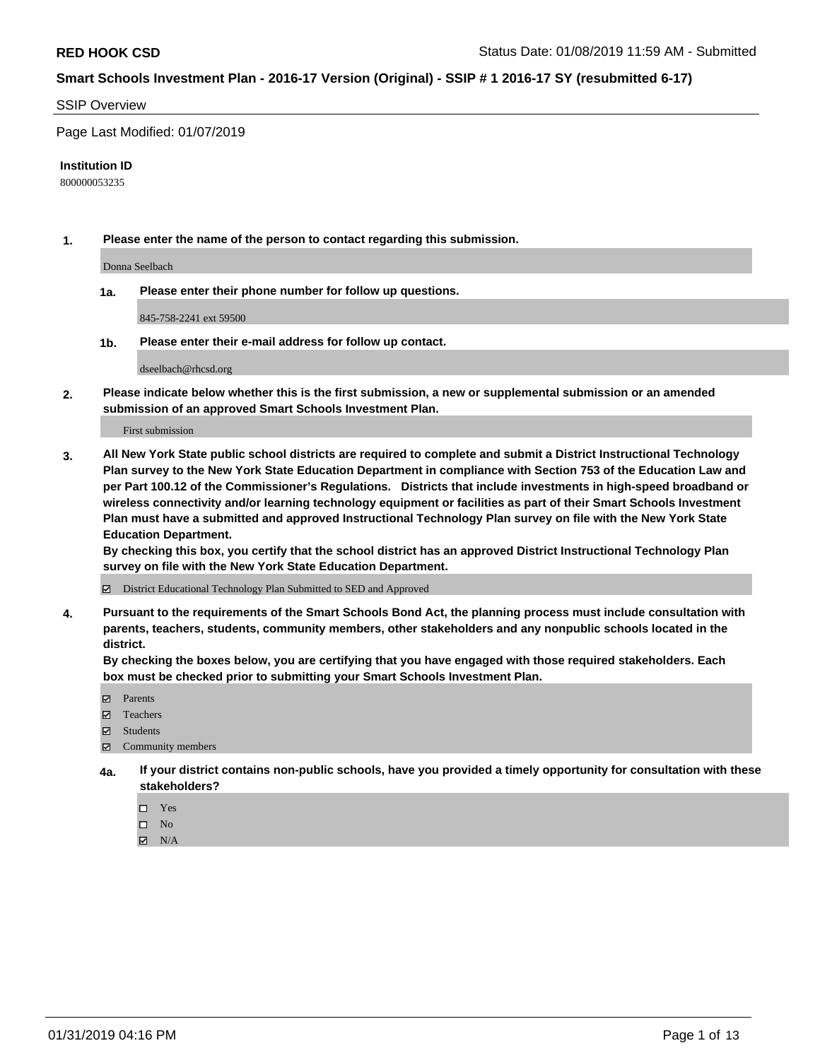**RED HOOK CSD** Status Date: 01/08/2019 11:59 AM - Submitted

**Smart Schools Investment Plan - 2016-17 Version (Original) - SSIP # 1 2016-17 SY (resubmitted 6-17)**

SSIP Overview

Page Last Modified: 01/07/2019

**Institution ID**

800000053235

1. **Please enter the name of the person to contact regarding this submission.**

   Donna Seelbach

   1a. **Please enter their phone number for follow up questions.**

   845-758-2241 ext 59500

   1b. **Please enter their e-mail address for follow up contact.**

   dseelbach@rhcsd.org

2. **Please indicate below whether this is the first submission, a new or supplemental submission or an amended submission of an approved Smart Schools Investment Plan.**

   First submission

3. **All New York State public school districts are required to complete and submit a District Instructional Technology Plan survey to the New York State Education Department in compliance with Section 753 of the Education Law and per Part 100.12 of the Commissioner's Regulations. Districts that include investments in high-speed broadband or wireless connectivity and/or learning technology equipment or facilities as part of their Smart Schools Investment Plan must have a submitted and approved Instructional Technology Plan survey on file with the New York State Education Department.**
   **By checking this box, you certify that the school district has an approved District Instructional Technology Plan survey on file with the New York State Education Department.**

   ☑ District Educational Technology Plan Submitted to SED and Approved

4. **Pursuant to the requirements of the Smart Schools Bond Act, the planning process must include consultation with parents, teachers, students, community members, other stakeholders and any nonpublic schools located in the district.**
   **By checking the boxes below, you are certifying that you have engaged with those required stakeholders. Each box must be checked prior to submitting your Smart Schools Investment Plan.**

   ☑ Parents
   ☑ Teachers
   ☑ Students
   ☑ Community members

   4a. **If your district contains non-public schools, have you provided a timely opportunity for consultation with these stakeholders?**

   ☐ Yes
   ☐ No
   ☑ N/A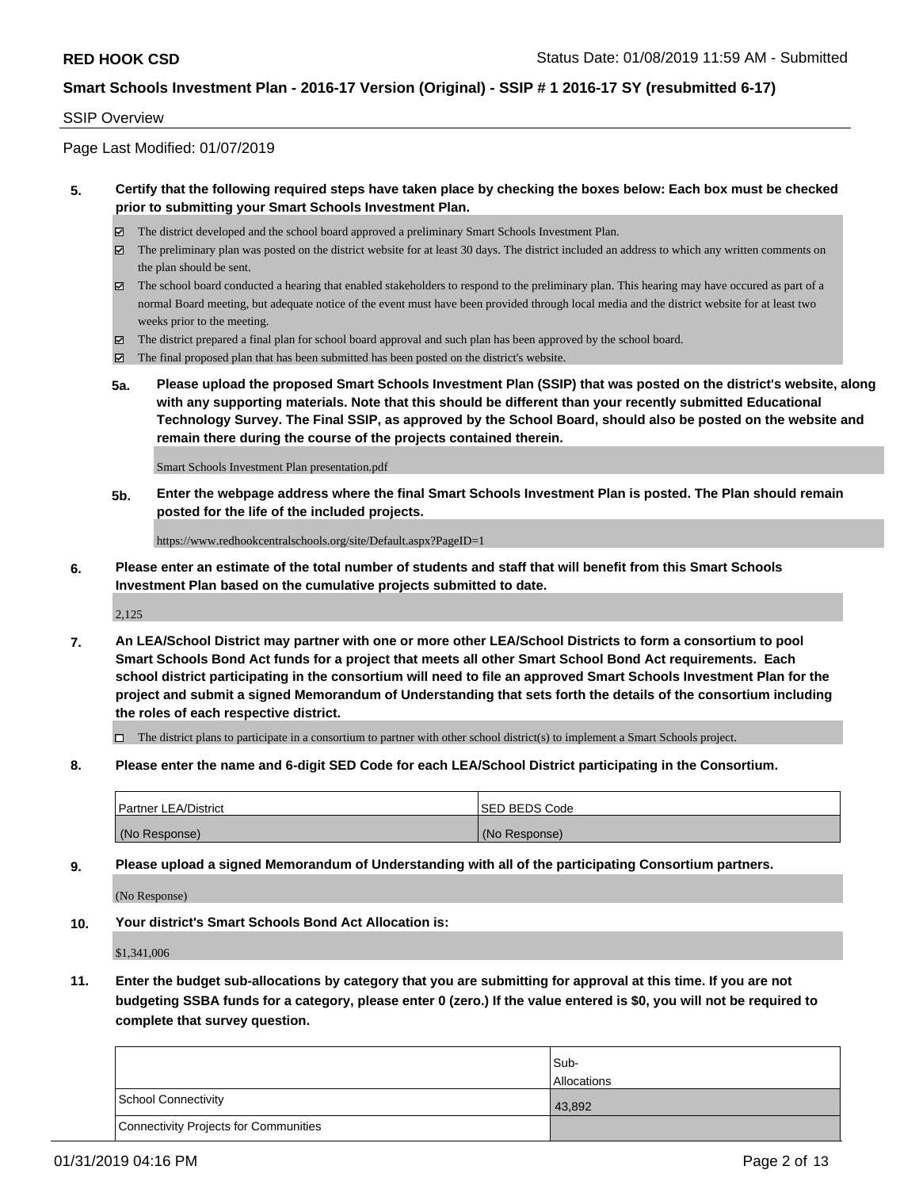SSIP Overview

Page Last Modified: 01/07/2019

**5. Certify that the following required steps have taken place by checking the boxes below: Each box must be checked prior to submitting your Smart Schools Investment Plan.**

- ☑ The district developed and the school board approved a preliminary Smart Schools Investment Plan.
- ☑ The preliminary plan was posted on the district website for at least 30 days. The district included an address to which any written comments on the plan should be sent.
- ☑ The school board conducted a hearing that enabled stakeholders to respond to the preliminary plan. This hearing may have occured as part of a normal Board meeting, but adequate notice of the event must have been provided through local media and the district website for at least two weeks prior to the meeting.
- ☑ The district prepared a final plan for school board approval and such plan has been approved by the school board.
- ☑ The final proposed plan that has been submitted has been posted on the district's website.

**5a. Please upload the proposed Smart Schools Investment Plan (SSIP) that was posted on the district's website, along with any supporting materials. Note that this should be different than your recently submitted Educational Technology Survey. The Final SSIP, as approved by the School Board, should also be posted on the website and remain there during the course of the projects contained therein.**

Smart Schools Investment Plan presentation.pdf

**5b. Enter the webpage address where the final Smart Schools Investment Plan is posted. The Plan should remain posted for the life of the included projects.**

https://www.redhookcentralschools.org/site/Default.aspx?PageID=1

**6. Please enter an estimate of the total number of students and staff that will benefit from this Smart Schools Investment Plan based on the cumulative projects submitted to date.**

2,125

**7. An LEA/School District may partner with one or more other LEA/School Districts to form a consortium to pool Smart Schools Bond Act funds for a project that meets all other Smart School Bond Act requirements. Each school district participating in the consortium will need to file an approved Smart Schools Investment Plan for the project and submit a signed Memorandum of Understanding that sets forth the details of the consortium including the roles of each respective district.**

- ☐ The district plans to participate in a consortium to partner with other school district(s) to implement a Smart Schools project.

**8. Please enter the name and 6-digit SED Code for each LEA/School District participating in the Consortium.**

| Partner LEA/District | SED BEDS Code |
|---|---|
| (No Response) | (No Response) |

**9. Please upload a signed Memorandum of Understanding with all of the participating Consortium partners.**

(No Response)

**10. Your district's Smart Schools Bond Act Allocation is:**

$1,341,006

**11. Enter the budget sub-allocations by category that you are submitting for approval at this time. If you are not budgeting SSBA funds for a category, please enter 0 (zero.) If the value entered is $0, you will not be required to complete that survey question.**

| | Sub-Allocations |
|---|---|
| School Connectivity | 43,892 |
| Connectivity Projects for Communities | |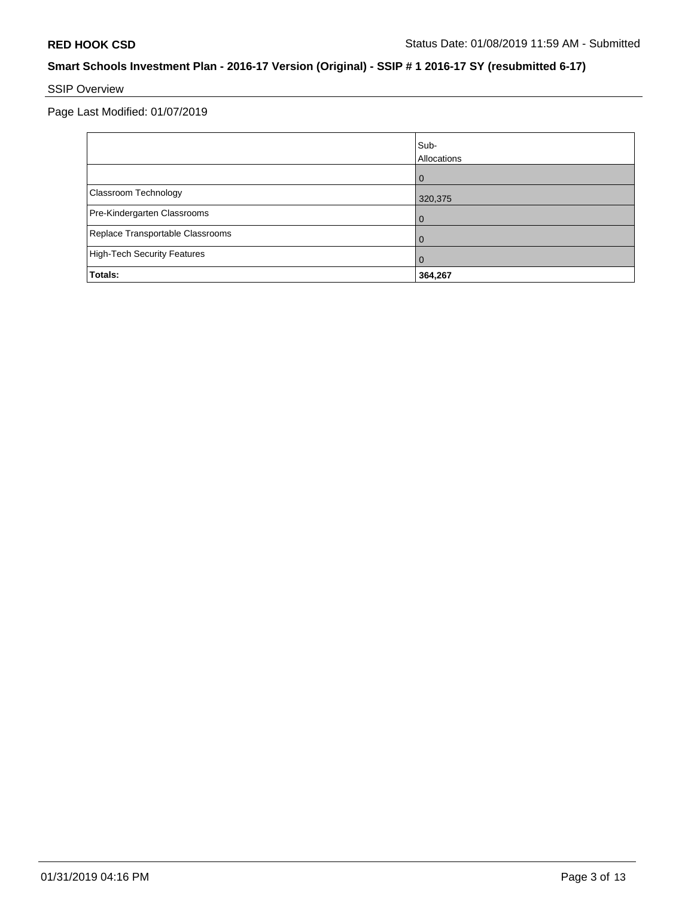**RED HOOK CSD** Status Date: 01/08/2019 11:59 AM - Submitted

**Smart Schools Investment Plan - 2016-17 Version (Original) - SSIP # 1 2016-17 SY (resubmitted 6-17)**

SSIP Overview

Page Last Modified: 01/07/2019

| | Sub-Allocations |
|---|---|
| | 0 |
| Classroom Technology | 320,375 |
| Pre-Kindergarten Classrooms | 0 |
| Replace Transportable Classrooms | 0 |
| High-Tech Security Features | 0 |
| **Totals:** | **364,267** |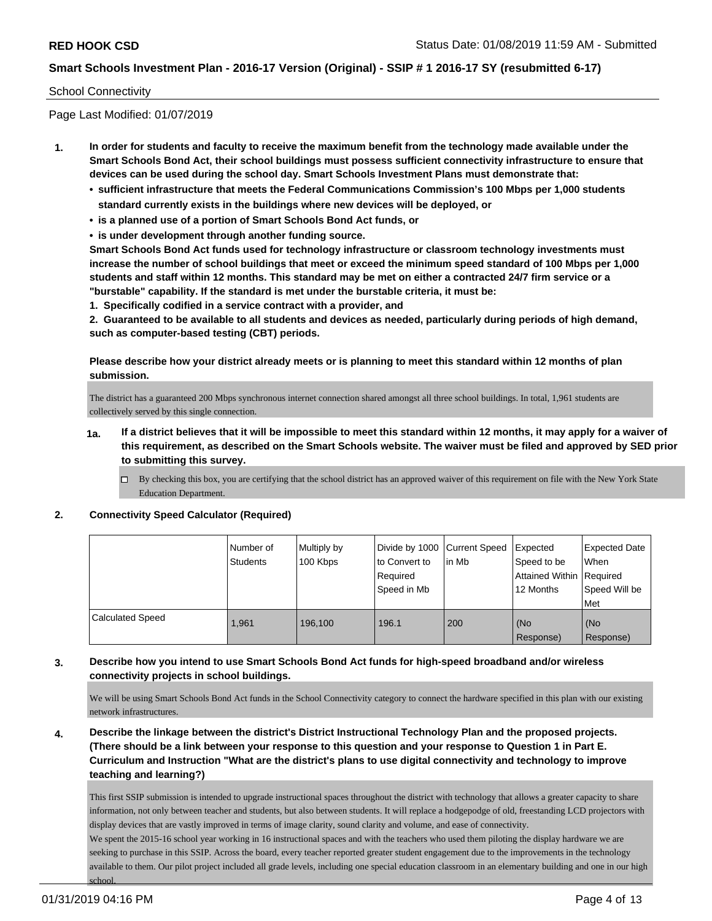School Connectivity

Page Last Modified: 01/07/2019

**1. In order for students and faculty to receive the maximum benefit from the technology made available under the Smart Schools Bond Act, their school buildings must possess sufficient connectivity infrastructure to ensure that devices can be used during the school day. Smart Schools Investment Plans must demonstrate that:**

- **sufficient infrastructure that meets the Federal Communications Commission's 100 Mbps per 1,000 students standard currently exists in the buildings where new devices will be deployed, or**
- **is a planned use of a portion of Smart Schools Bond Act funds, or**
- **is under development through another funding source.**

**Smart Schools Bond Act funds used for technology infrastructure or classroom technology investments must increase the number of school buildings that meet or exceed the minimum speed standard of 100 Mbps per 1,000 students and staff within 12 months. This standard may be met on either a contracted 24/7 firm service or a "burstable" capability. If the standard is met under the burstable criteria, it must be:**

**1. Specifically codified in a service contract with a provider, and**

**2. Guaranteed to be available to all students and devices as needed, particularly during periods of high demand, such as computer-based testing (CBT) periods.**

**Please describe how your district already meets or is planning to meet this standard within 12 months of plan submission.**

The district has a guaranteed 200 Mbps synchronous internet connection shared amongst all three school buildings. In total, 1,961 students are collectively served by this single connection.

**1a. If a district believes that it will be impossible to meet this standard within 12 months, it may apply for a waiver of this requirement, as described on the Smart Schools website. The waiver must be filed and approved by SED prior to submitting this survey.**

☐ By checking this box, you are certifying that the school district has an approved waiver of this requirement on file with the New York State Education Department.

**2. Connectivity Speed Calculator (Required)**

| | Number of Students | Multiply by 100 Kbps | Divide by 1000 to Convert to Required Speed in Mb | Current Speed in Mb | Expected Speed to be Attained Within 12 Months | Expected Date When Required Speed Will be Met |
|---|---|---|---|---|---|---|
| Calculated Speed | 1,961 | 196,100 | 196.1 | 200 | (No Response) | (No Response) |

**3. Describe how you intend to use Smart Schools Bond Act funds for high-speed broadband and/or wireless connectivity projects in school buildings.**

We will be using Smart Schools Bond Act funds in the School Connectivity category to connect the hardware specified in this plan with our existing network infrastructures.

**4. Describe the linkage between the district's District Instructional Technology Plan and the proposed projects. (There should be a link between your response to this question and your response to Question 1 in Part E. Curriculum and Instruction "What are the district's plans to use digital connectivity and technology to improve teaching and learning?)**

This first SSIP submission is intended to upgrade instructional spaces throughout the district with technology that allows a greater capacity to share information, not only between teacher and students, but also between students. It will replace a hodgepodge of old, freestanding LCD projectors with display devices that are vastly improved in terms of image clarity, sound clarity and volume, and ease of connectivity.

We spent the 2015-16 school year working in 16 instructional spaces and with the teachers who used them piloting the display hardware we are seeking to purchase in this SSIP. Across the board, every teacher reported greater student engagement due to the improvements in the technology available to them. Our pilot project included all grade levels, including one special education classroom in an elementary building and one in our high school.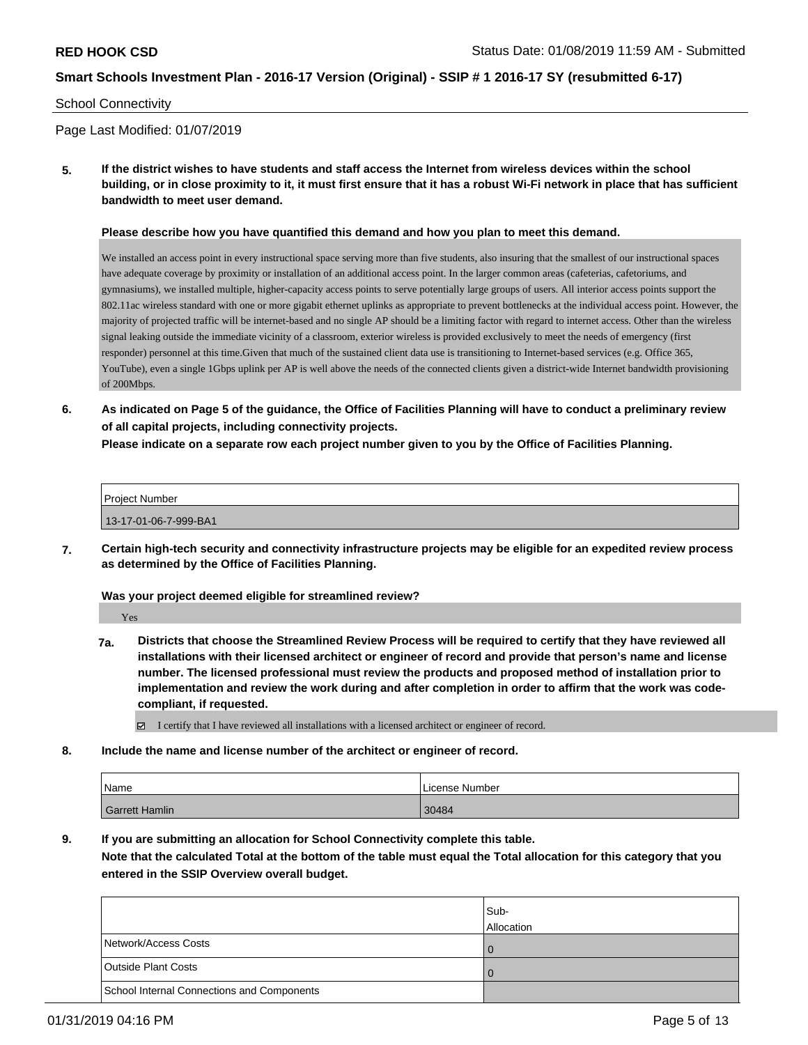**RED HOOK CSD** Status Date: 01/08/2019 11:59 AM - Submitted

**Smart Schools Investment Plan - 2016-17 Version (Original) - SSIP # 1 2016-17 SY (resubmitted 6-17)**

School Connectivity

Page Last Modified: 01/07/2019

**5. If the district wishes to have students and staff access the Internet from wireless devices within the school building, or in close proximity to it, it must first ensure that it has a robust Wi-Fi network in place that has sufficient bandwidth to meet user demand.**

**Please describe how you have quantified this demand and how you plan to meet this demand.**

We installed an access point in every instructional space serving more than five students, also insuring that the smallest of our instructional spaces have adequate coverage by proximity or installation of an additional access point. In the larger common areas (cafeterias, cafetoriums, and gymnasiums), we installed multiple, higher-capacity access points to serve potentially large groups of users. All interior access points support the 802.11ac wireless standard with one or more gigabit ethernet uplinks as appropriate to prevent bottlenecks at the individual access point. However, the majority of projected traffic will be internet-based and no single AP should be a limiting factor with regard to internet access. Other than the wireless signal leaking outside the immediate vicinity of a classroom, exterior wireless is provided exclusively to meet the needs of emergency (first responder) personnel at this time.Given that much of the sustained client data use is transitioning to Internet-based services (e.g. Office 365, YouTube), even a single 1Gbps uplink per AP is well above the needs of the connected clients given a district-wide Internet bandwidth provisioning of 200Mbps.

**6. As indicated on Page 5 of the guidance, the Office of Facilities Planning will have to conduct a preliminary review of all capital projects, including connectivity projects.**
**Please indicate on a separate row each project number given to you by the Office of Facilities Planning.**

| Project Number |
|---|
| 13-17-01-06-7-999-BA1 |

**7. Certain high-tech security and connectivity infrastructure projects may be eligible for an expedited review process as determined by the Office of Facilities Planning.**

**Was your project deemed eligible for streamlined review?**

Yes

**7a. Districts that choose the Streamlined Review Process will be required to certify that they have reviewed all installations with their licensed architect or engineer of record and provide that person's name and license number. The licensed professional must review the products and proposed method of installation prior to implementation and review the work during and after completion in order to affirm that the work was code-compliant, if requested.**

☑ I certify that I have reviewed all installations with a licensed architect or engineer of record.

**8. Include the name and license number of the architect or engineer of record.**

| Name | License Number |
|---|---|
| Garrett Hamlin | 30484 |

**9. If you are submitting an allocation for School Connectivity complete this table.**
**Note that the calculated Total at the bottom of the table must equal the Total allocation for this category that you entered in the SSIP Overview overall budget.**

| | Sub-Allocation |
|---|---|
| Network/Access Costs | 0 |
| Outside Plant Costs | 0 |
| School Internal Connections and Components | |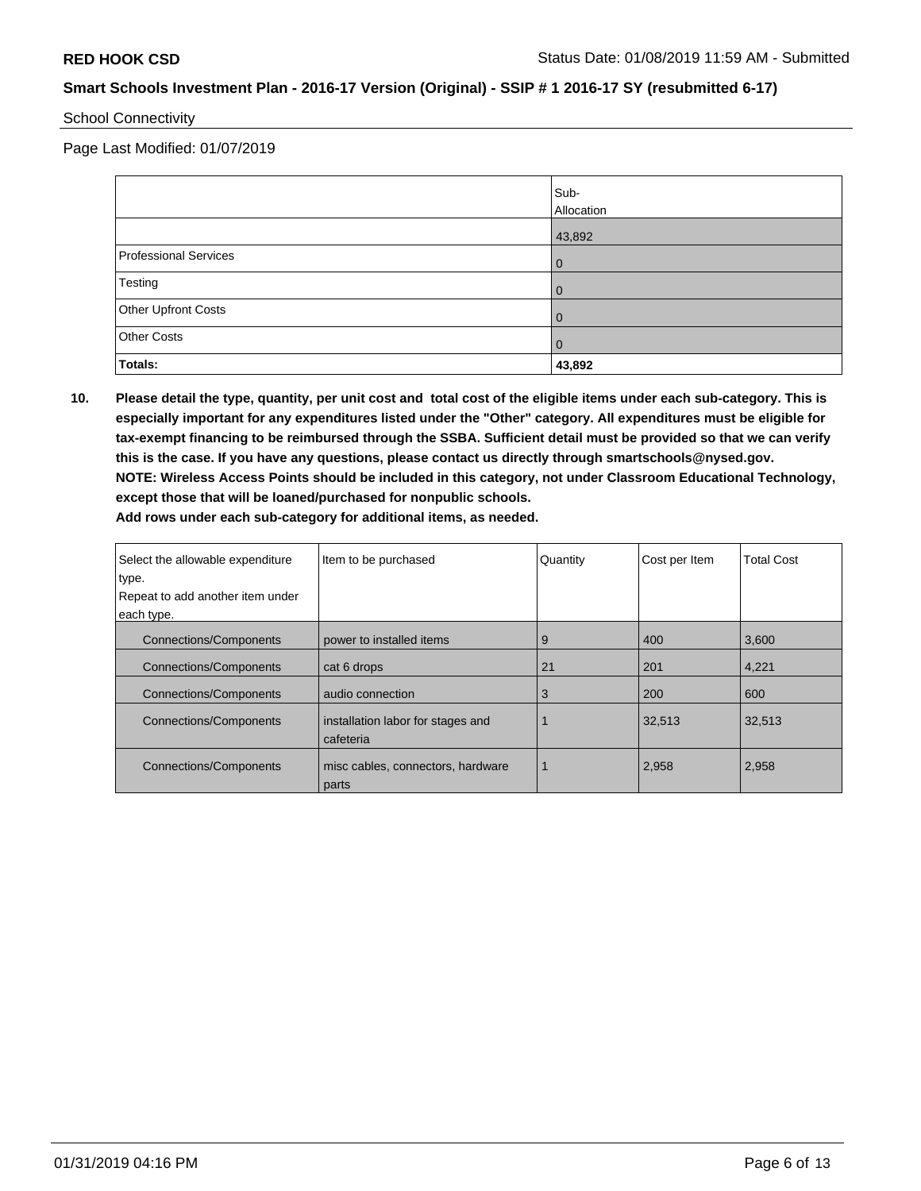School Connectivity

Page Last Modified: 01/07/2019

| | Sub-Allocation |
|---|---|
| | 43,892 |
| Professional Services | 0 |
| Testing | 0 |
| Other Upfront Costs | 0 |
| Other Costs | 0 |
| **Totals:** | **43,892** |

**10. Please detail the type, quantity, per unit cost and total cost of the eligible items under each sub-category. This is especially important for any expenditures listed under the "Other" category. All expenditures must be eligible for tax-exempt financing to be reimbursed through the SSBA. Sufficient detail must be provided so that we can verify this is the case. If you have any questions, please contact us directly through smartschools@nysed.gov.**
**NOTE: Wireless Access Points should be included in this category, not under Classroom Educational Technology, except those that will be loaned/purchased for nonpublic schools.**
**Add rows under each sub-category for additional items, as needed.**

| Select the allowable expenditure type. Repeat to add another item under each type. | Item to be purchased | Quantity | Cost per Item | Total Cost |
|---|---|---|---|---|
| Connections/Components | power to installed items | 9 | 400 | 3,600 |
| Connections/Components | cat 6 drops | 21 | 201 | 4,221 |
| Connections/Components | audio connection | 3 | 200 | 600 |
| Connections/Components | installation labor for stages and cafeteria | 1 | 32,513 | 32,513 |
| Connections/Components | misc cables, connectors, hardware parts | 1 | 2,958 | 2,958 |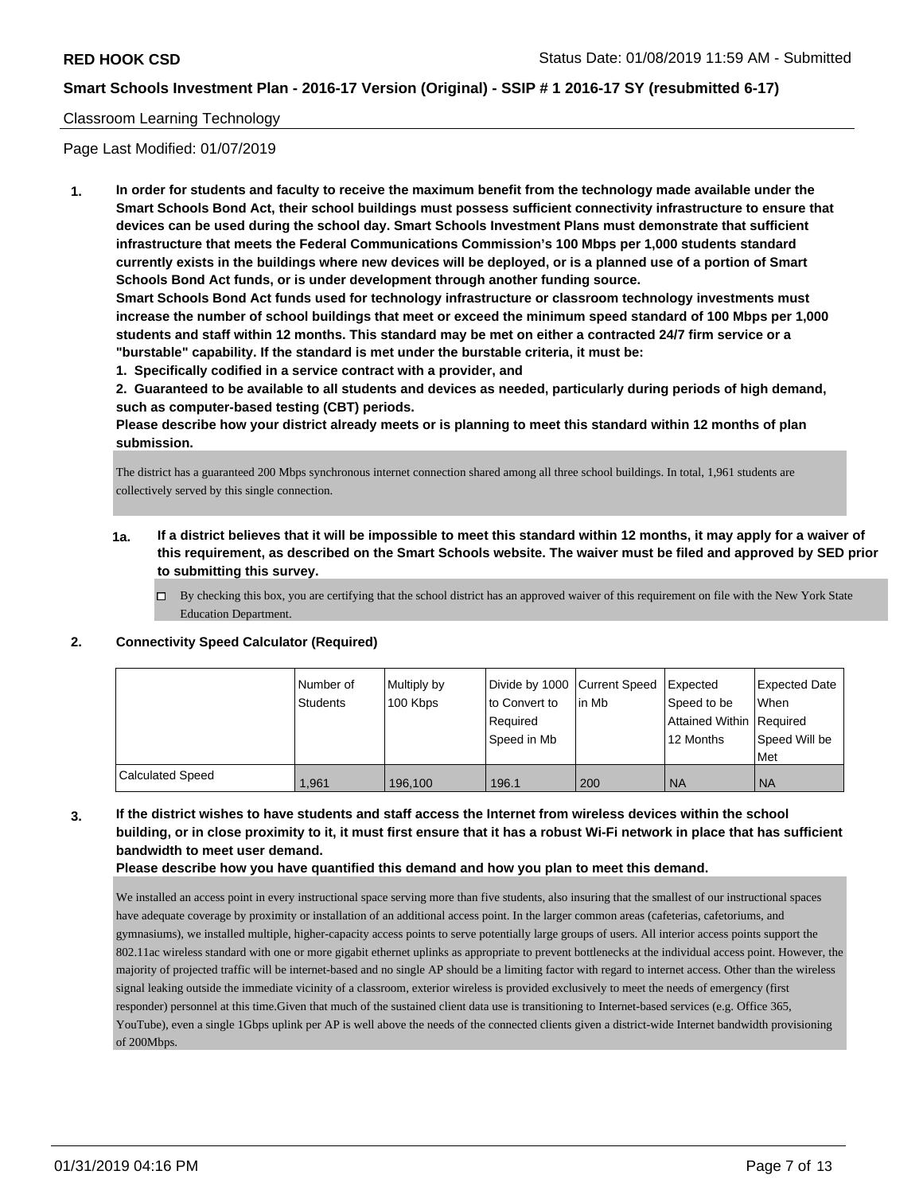Classroom Learning Technology

Page Last Modified: 01/07/2019

**1. In order for students and faculty to receive the maximum benefit from the technology made available under the Smart Schools Bond Act, their school buildings must possess sufficient connectivity infrastructure to ensure that devices can be used during the school day. Smart Schools Investment Plans must demonstrate that sufficient infrastructure that meets the Federal Communications Commission's 100 Mbps per 1,000 students standard currently exists in the buildings where new devices will be deployed, or is a planned use of a portion of Smart Schools Bond Act funds, or is under development through another funding source.**

**Smart Schools Bond Act funds used for technology infrastructure or classroom technology investments must increase the number of school buildings that meet or exceed the minimum speed standard of 100 Mbps per 1,000 students and staff within 12 months. This standard may be met on either a contracted 24/7 firm service or a "burstable" capability. If the standard is met under the burstable criteria, it must be:**

**1. Specifically codified in a service contract with a provider, and**

**2. Guaranteed to be available to all students and devices as needed, particularly during periods of high demand, such as computer-based testing (CBT) periods.**

**Please describe how your district already meets or is planning to meet this standard within 12 months of plan submission.**

The district has a guaranteed 200 Mbps synchronous internet connection shared among all three school buildings. In total, 1,961 students are collectively served by this single connection.

**1a. If a district believes that it will be impossible to meet this standard within 12 months, it may apply for a waiver of this requirement, as described on the Smart Schools website. The waiver must be filed and approved by SED prior to submitting this survey.**

☐ By checking this box, you are certifying that the school district has an approved waiver of this requirement on file with the New York State Education Department.

**2. Connectivity Speed Calculator (Required)**

| | Number of Students | Multiply by 100 Kbps | Divide by 1000 to Convert to Required Speed in Mb | Current Speed in Mb | Expected Speed to be Attained Within 12 Months | Expected Date When Required Speed Will be Met |
|---|---|---|---|---|---|---|
| Calculated Speed | 1,961 | 196,100 | 196.1 | 200 | NA | NA |

**3. If the district wishes to have students and staff access the Internet from wireless devices within the school building, or in close proximity to it, it must first ensure that it has a robust Wi-Fi network in place that has sufficient bandwidth to meet user demand.**

**Please describe how you have quantified this demand and how you plan to meet this demand.**

We installed an access point in every instructional space serving more than five students, also insuring that the smallest of our instructional spaces have adequate coverage by proximity or installation of an additional access point. In the larger common areas (cafeterias, cafetoriums, and gymnasiums), we installed multiple, higher-capacity access points to serve potentially large groups of users. All interior access points support the 802.11ac wireless standard with one or more gigabit ethernet uplinks as appropriate to prevent bottlenecks at the individual access point. However, the majority of projected traffic will be internet-based and no single AP should be a limiting factor with regard to internet access. Other than the wireless signal leaking outside the immediate vicinity of a classroom, exterior wireless is provided exclusively to meet the needs of emergency (first responder) personnel at this time.Given that much of the sustained client data use is transitioning to Internet-based services (e.g. Office 365, YouTube), even a single 1Gbps uplink per AP is well above the needs of the connected clients given a district-wide Internet bandwidth provisioning of 200Mbps.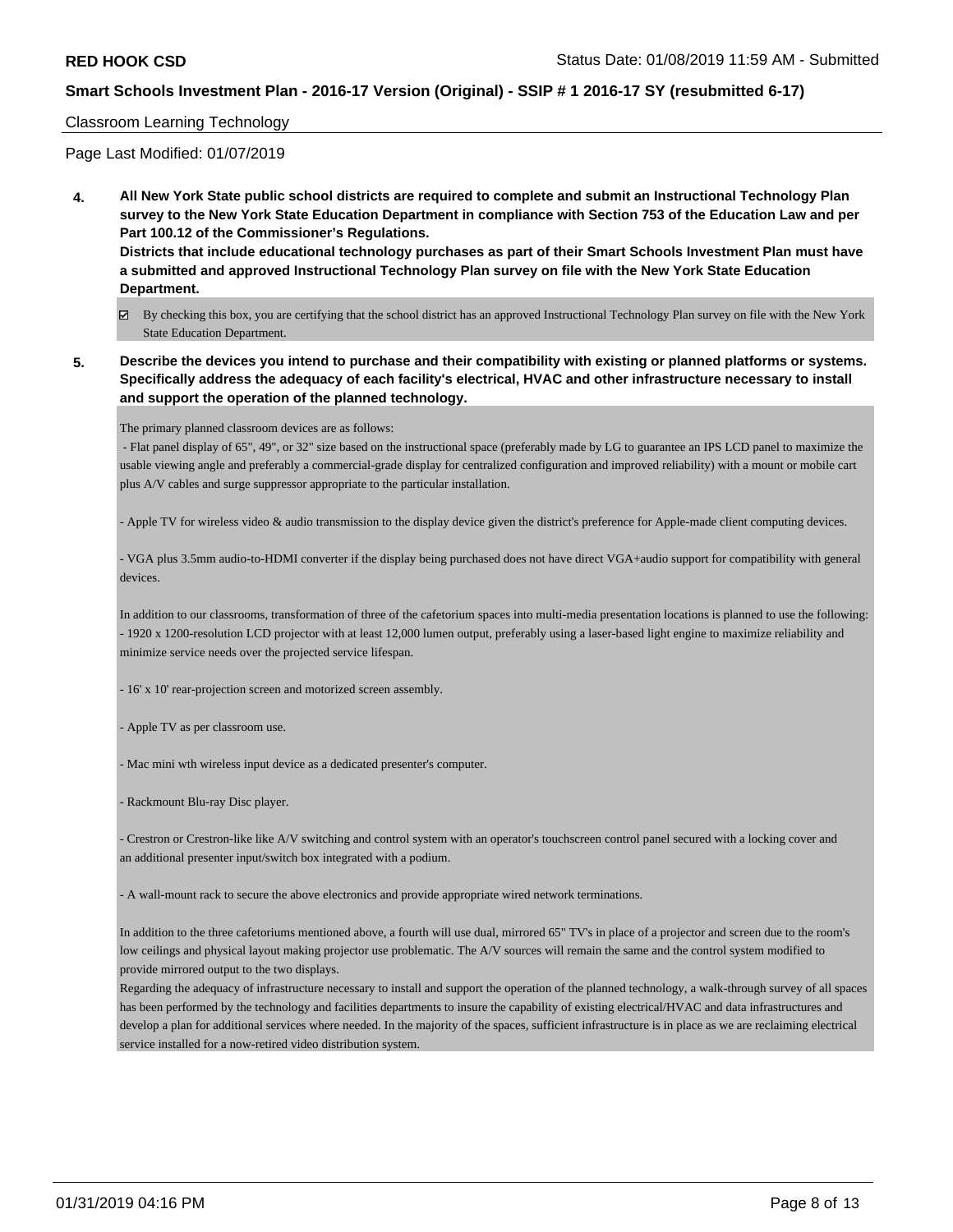Classroom Learning Technology

Page Last Modified: 01/07/2019

**4. All New York State public school districts are required to complete and submit an Instructional Technology Plan survey to the New York State Education Department in compliance with Section 753 of the Education Law and per Part 100.12 of the Commissioner's Regulations.**
**Districts that include educational technology purchases as part of their Smart Schools Investment Plan must have a submitted and approved Instructional Technology Plan survey on file with the New York State Education Department.**

☑ By checking this box, you are certifying that the school district has an approved Instructional Technology Plan survey on file with the New York State Education Department.

**5. Describe the devices you intend to purchase and their compatibility with existing or planned platforms or systems. Specifically address the adequacy of each facility's electrical, HVAC and other infrastructure necessary to install and support the operation of the planned technology.**

The primary planned classroom devices are as follows:

- Flat panel display of 65", 49", or 32" size based on the instructional space (preferably made by LG to guarantee an IPS LCD panel to maximize the usable viewing angle and preferably a commercial-grade display for centralized configuration and improved reliability) with a mount or mobile cart plus A/V cables and surge suppressor appropriate to the particular installation.

- Apple TV for wireless video & audio transmission to the display device given the district's preference for Apple-made client computing devices.

- VGA plus 3.5mm audio-to-HDMI converter if the display being purchased does not have direct VGA+audio support for compatibility with general devices.

In addition to our classrooms, transformation of three of the cafetorium spaces into multi-media presentation locations is planned to use the following:
- 1920 x 1200-resolution LCD projector with at least 12,000 lumen output, preferably using a laser-based light engine to maximize reliability and minimize service needs over the projected service lifespan.

- 16' x 10' rear-projection screen and motorized screen assembly.

- Apple TV as per classroom use.

- Mac mini wth wireless input device as a dedicated presenter's computer.

- Rackmount Blu-ray Disc player.

- Crestron or Crestron-like like A/V switching and control system with an operator's touchscreen control panel secured with a locking cover and an additional presenter input/switch box integrated with a podium.

- A wall-mount rack to secure the above electronics and provide appropriate wired network terminations.

In addition to the three cafetoriums mentioned above, a fourth will use dual, mirrored 65" TV's in place of a projector and screen due to the room's low ceilings and physical layout making projector use problematic. The A/V sources will remain the same and the control system modified to provide mirrored output to the two displays.
Regarding the adequacy of infrastructure necessary to install and support the operation of the planned technology, a walk-through survey of all spaces has been performed by the technology and facilities departments to insure the capability of existing electrical/HVAC and data infrastructures and develop a plan for additional services where needed. In the majority of the spaces, sufficient infrastructure is in place as we are reclaiming electrical service installed for a now-retired video distribution system.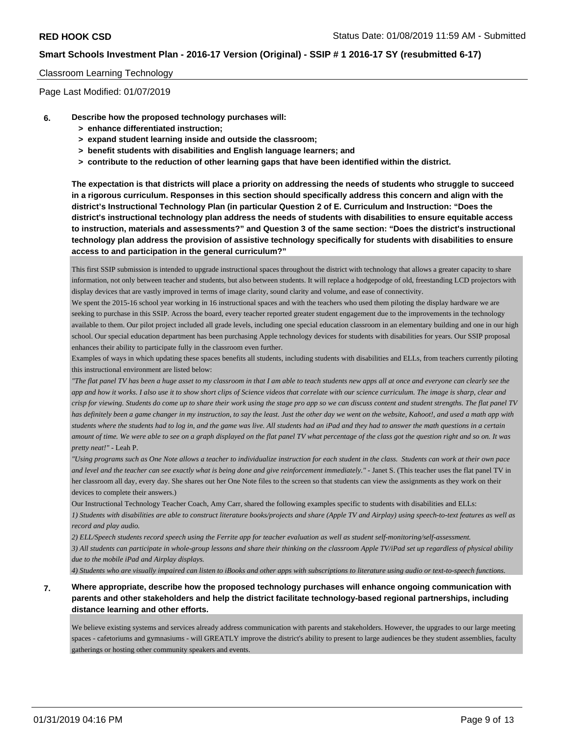Classroom Learning Technology

Page Last Modified: 01/07/2019

**6. Describe how the proposed technology purchases will:**
- **> enhance differentiated instruction;**
- **> expand student learning inside and outside the classroom;**
- **> benefit students with disabilities and English language learners; and**
- **> contribute to the reduction of other learning gaps that have been identified within the district.**

**The expectation is that districts will place a priority on addressing the needs of students who struggle to succeed in a rigorous curriculum. Responses in this section should specifically address this concern and align with the district's Instructional Technology Plan (in particular Question 2 of E. Curriculum and Instruction: "Does the district's instructional technology plan address the needs of students with disabilities to ensure equitable access to instruction, materials and assessments?" and Question 3 of the same section: "Does the district's instructional technology plan address the provision of assistive technology specifically for students with disabilities to ensure access to and participation in the general curriculum?"**

This first SSIP submission is intended to upgrade instructional spaces throughout the district with technology that allows a greater capacity to share information, not only between teacher and students, but also between students. It will replace a hodgepodge of old, freestanding LCD projectors with display devices that are vastly improved in terms of image clarity, sound clarity and volume, and ease of connectivity.

We spent the 2015-16 school year working in 16 instructional spaces and with the teachers who used them piloting the display hardware we are seeking to purchase in this SSIP. Across the board, every teacher reported greater student engagement due to the improvements in the technology available to them. Our pilot project included all grade levels, including one special education classroom in an elementary building and one in our high school. Our special education department has been purchasing Apple technology devices for students with disabilities for years. Our SSIP proposal enhances their ability to participate fully in the classroom even further.

Examples of ways in which updating these spaces benefits all students, including students with disabilities and ELLs, from teachers currently piloting this instructional environment are listed below:

*"The flat panel TV has been a huge asset to my classroom in that I am able to teach students new apps all at once and everyone can clearly see the app and how it works. I also use it to show short clips of Science videos that correlate with our science curriculum. The image is sharp, clear and crisp for viewing. Students do come up to share their work using the stage pro app so we can discuss content and student strengths. The flat panel TV has definitely been a game changer in my instruction, to say the least. Just the other day we went on the website, Kahoot!, and used a math app with students where the students had to log in, and the game was live. All students had an iPad and they had to answer the math questions in a certain amount of time. We were able to see on a graph displayed on the flat panel TV what percentage of the class got the question right and so on. It was pretty neat!"* - Leah P.

*"Using programs such as One Note allows a teacher to individualize instruction for each student in the class. Students can work at their own pace and level and the teacher can see exactly what is being done and give reinforcement immediately."* - Janet S. (This teacher uses the flat panel TV in her classroom all day, every day. She shares out her One Note files to the screen so that students can view the assignments as they work on their devices to complete their answers.)

Our Instructional Technology Teacher Coach, Amy Carr, shared the following examples specific to students with disabilities and ELLs:

*1) Students with disabilities are able to construct literature books/projects and share (Apple TV and Airplay) using speech-to-text features as well as record and play audio.*

*2) ELL/Speech students record speech using the Ferrite app for teacher evaluation as well as student self-monitoring/self-assessment.*

*3) All students can participate in whole-group lessons and share their thinking on the classroom Apple TV/iPad set up regardless of physical ability due to the mobile iPad and Airplay displays.*

*4) Students who are visually impaired can listen to iBooks and other apps with subscriptions to literature using audio or text-to-speech functions.*

**7. Where appropriate, describe how the proposed technology purchases will enhance ongoing communication with parents and other stakeholders and help the district facilitate technology-based regional partnerships, including distance learning and other efforts.**

We believe existing systems and services already address communication with parents and stakeholders. However, the upgrades to our large meeting spaces - cafetoriums and gymnasiums - will GREATLY improve the district's ability to present to large audiences be they student assemblies, faculty gatherings or hosting other community speakers and events.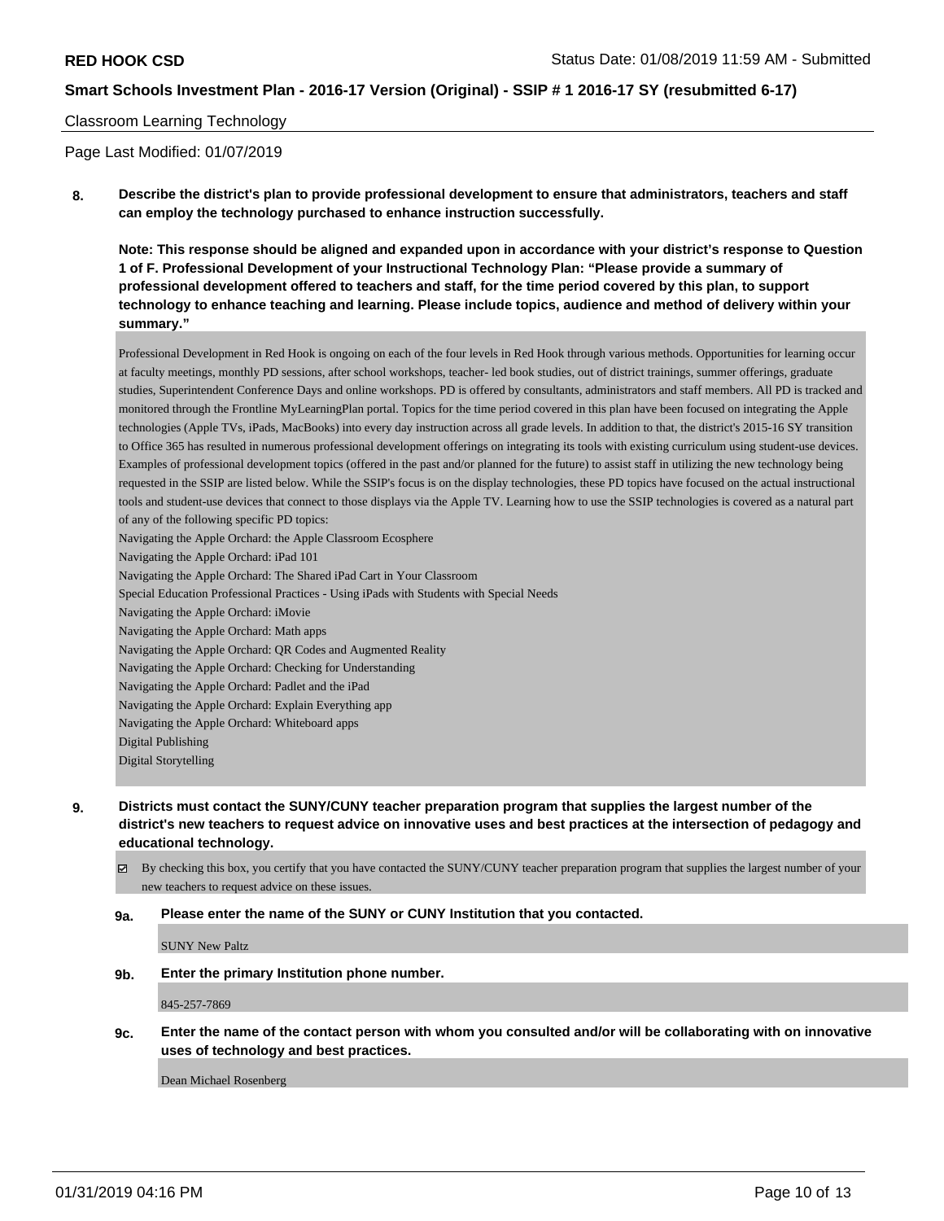Classroom Learning Technology

Page Last Modified: 01/07/2019

**8. Describe the district's plan to provide professional development to ensure that administrators, teachers and staff can employ the technology purchased to enhance instruction successfully.**

**Note: This response should be aligned and expanded upon in accordance with your district's response to Question 1 of F. Professional Development of your Instructional Technology Plan: "Please provide a summary of professional development offered to teachers and staff, for the time period covered by this plan, to support technology to enhance teaching and learning. Please include topics, audience and method of delivery within your summary."**

Professional Development in Red Hook is ongoing on each of the four levels in Red Hook through various methods. Opportunities for learning occur at faculty meetings, monthly PD sessions, after school workshops, teacher- led book studies, out of district trainings, summer offerings, graduate studies, Superintendent Conference Days and online workshops. PD is offered by consultants, administrators and staff members. All PD is tracked and monitored through the Frontline MyLearningPlan portal. Topics for the time period covered in this plan have been focused on integrating the Apple technologies (Apple TVs, iPads, MacBooks) into every day instruction across all grade levels. In addition to that, the district's 2015-16 SY transition to Office 365 has resulted in numerous professional development offerings on integrating its tools with existing curriculum using student-use devices. Examples of professional development topics (offered in the past and/or planned for the future) to assist staff in utilizing the new technology being requested in the SSIP are listed below. While the SSIP's focus is on the display technologies, these PD topics have focused on the actual instructional tools and student-use devices that connect to those displays via the Apple TV. Learning how to use the SSIP technologies is covered as a natural part of any of the following specific PD topics:

Navigating the Apple Orchard: the Apple Classroom Ecosphere
Navigating the Apple Orchard: iPad 101
Navigating the Apple Orchard: The Shared iPad Cart in Your Classroom
Special Education Professional Practices - Using iPads with Students with Special Needs
Navigating the Apple Orchard: iMovie
Navigating the Apple Orchard: Math apps
Navigating the Apple Orchard: QR Codes and Augmented Reality
Navigating the Apple Orchard: Checking for Understanding
Navigating the Apple Orchard: Padlet and the iPad
Navigating the Apple Orchard: Explain Everything app
Navigating the Apple Orchard: Whiteboard apps
Digital Publishing
Digital Storytelling

**9. Districts must contact the SUNY/CUNY teacher preparation program that supplies the largest number of the district's new teachers to request advice on innovative uses and best practices at the intersection of pedagogy and educational technology.**

☑ By checking this box, you certify that you have contacted the SUNY/CUNY teacher preparation program that supplies the largest number of your new teachers to request advice on these issues.

**9a. Please enter the name of the SUNY or CUNY Institution that you contacted.**

SUNY New Paltz

**9b. Enter the primary Institution phone number.**

845-257-7869

**9c. Enter the name of the contact person with whom you consulted and/or will be collaborating with on innovative uses of technology and best practices.**

Dean Michael Rosenberg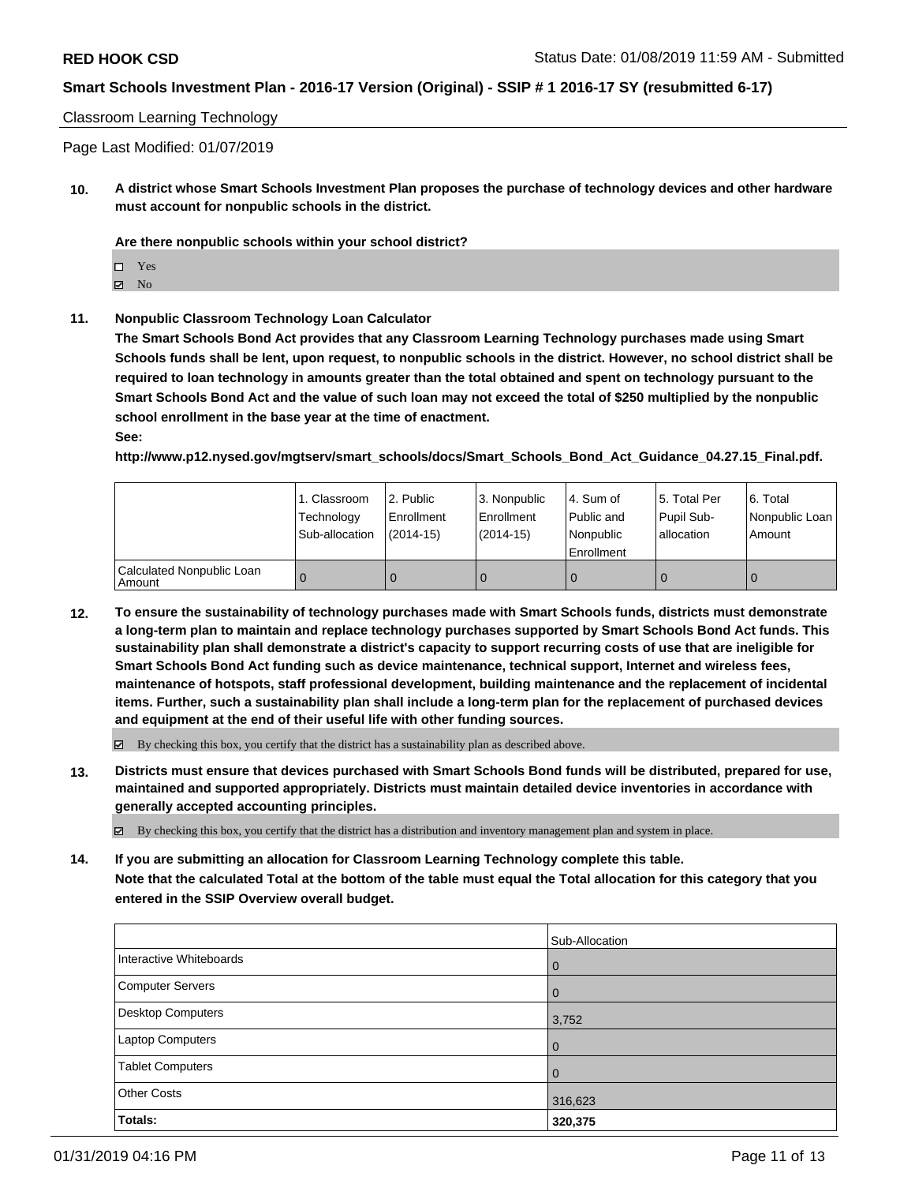Classroom Learning Technology

Page Last Modified: 01/07/2019

**10. A district whose Smart Schools Investment Plan proposes the purchase of technology devices and other hardware must account for nonpublic schools in the district.**

**Are there nonpublic schools within your school district?**

☐ Yes
☑ No

**11. Nonpublic Classroom Technology Loan Calculator**

**The Smart Schools Bond Act provides that any Classroom Learning Technology purchases made using Smart Schools funds shall be lent, upon request, to nonpublic schools in the district. However, no school district shall be required to loan technology in amounts greater than the total obtained and spent on technology pursuant to the Smart Schools Bond Act and the value of such loan may not exceed the total of $250 multiplied by the nonpublic school enrollment in the base year at the time of enactment.**

**See:**

**http://www.p12.nysed.gov/mgtserv/smart_schools/docs/Smart_Schools_Bond_Act_Guidance_04.27.15_Final.pdf.**

| | 1. Classroom Technology Sub-allocation | 2. Public Enrollment (2014-15) | 3. Nonpublic Enrollment (2014-15) | 4. Sum of Public and Nonpublic Enrollment | 5. Total Per Pupil Sub-allocation | 6. Total Nonpublic Loan Amount |
|---|---|---|---|---|---|---|
| Calculated Nonpublic Loan Amount | 0 | 0 | 0 | 0 | 0 | 0 |

**12. To ensure the sustainability of technology purchases made with Smart Schools funds, districts must demonstrate a long-term plan to maintain and replace technology purchases supported by Smart Schools Bond Act funds. This sustainability plan shall demonstrate a district's capacity to support recurring costs of use that are ineligible for Smart Schools Bond Act funding such as device maintenance, technical support, Internet and wireless fees, maintenance of hotspots, staff professional development, building maintenance and the replacement of incidental items. Further, such a sustainability plan shall include a long-term plan for the replacement of purchased devices and equipment at the end of their useful life with other funding sources.**

☑ By checking this box, you certify that the district has a sustainability plan as described above.

**13. Districts must ensure that devices purchased with Smart Schools Bond funds will be distributed, prepared for use, maintained and supported appropriately. Districts must maintain detailed device inventories in accordance with generally accepted accounting principles.**

☑ By checking this box, you certify that the district has a distribution and inventory management plan and system in place.

**14. If you are submitting an allocation for Classroom Learning Technology complete this table.**
**Note that the calculated Total at the bottom of the table must equal the Total allocation for this category that you entered in the SSIP Overview overall budget.**

| | Sub-Allocation |
|---|---|
| Interactive Whiteboards | 0 |
| Computer Servers | 0 |
| Desktop Computers | 3,752 |
| Laptop Computers | 0 |
| Tablet Computers | 0 |
| Other Costs | 316,623 |
| **Totals:** | **320,375** |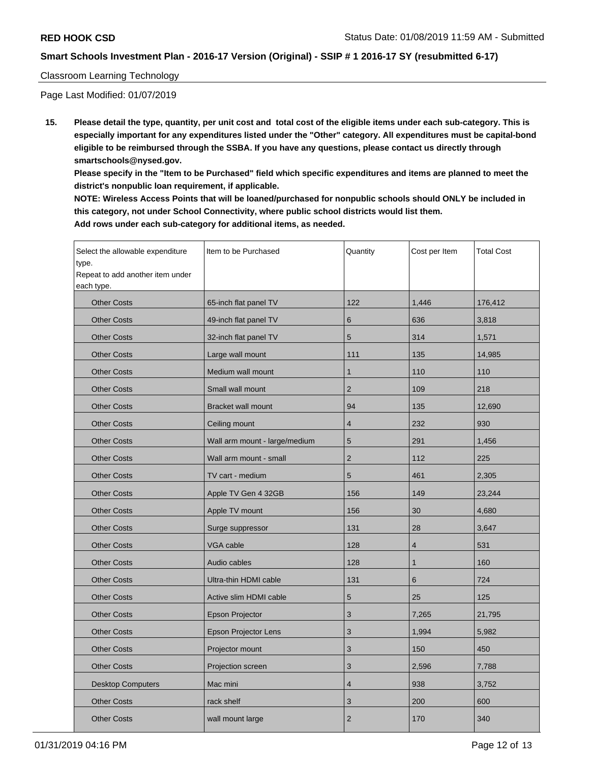**RED HOOK CSD** Status Date: 01/08/2019 11:59 AM - Submitted

**Smart Schools Investment Plan - 2016-17 Version (Original) - SSIP # 1 2016-17 SY (resubmitted 6-17)**

Classroom Learning Technology

Page Last Modified: 01/07/2019

**15. Please detail the type, quantity, per unit cost and total cost of the eligible items under each sub-category. This is especially important for any expenditures listed under the "Other" category. All expenditures must be capital-bond eligible to be reimbursed through the SSBA. If you have any questions, please contact us directly through smartschools@nysed.gov.**

**Please specify in the "Item to be Purchased" field which specific expenditures and items are planned to meet the district's nonpublic loan requirement, if applicable.**

**NOTE: Wireless Access Points that will be loaned/purchased for nonpublic schools should ONLY be included in this category, not under School Connectivity, where public school districts would list them.**

**Add rows under each sub-category for additional items, as needed.**

| Select the allowable expenditure type. Repeat to add another item under each type. | Item to be Purchased | Quantity | Cost per Item | Total Cost |
|---|---|---|---|---|
| Other Costs | 65-inch flat panel TV | 122 | 1,446 | 176,412 |
| Other Costs | 49-inch flat panel TV | 6 | 636 | 3,818 |
| Other Costs | 32-inch flat panel TV | 5 | 314 | 1,571 |
| Other Costs | Large wall mount | 111 | 135 | 14,985 |
| Other Costs | Medium wall mount | 1 | 110 | 110 |
| Other Costs | Small wall mount | 2 | 109 | 218 |
| Other Costs | Bracket wall mount | 94 | 135 | 12,690 |
| Other Costs | Ceiling mount | 4 | 232 | 930 |
| Other Costs | Wall arm mount - large/medium | 5 | 291 | 1,456 |
| Other Costs | Wall arm mount - small | 2 | 112 | 225 |
| Other Costs | TV cart - medium | 5 | 461 | 2,305 |
| Other Costs | Apple TV Gen 4 32GB | 156 | 149 | 23,244 |
| Other Costs | Apple TV mount | 156 | 30 | 4,680 |
| Other Costs | Surge suppressor | 131 | 28 | 3,647 |
| Other Costs | VGA cable | 128 | 4 | 531 |
| Other Costs | Audio cables | 128 | 1 | 160 |
| Other Costs | Ultra-thin HDMI cable | 131 | 6 | 724 |
| Other Costs | Active slim HDMI cable | 5 | 25 | 125 |
| Other Costs | Epson Projector | 3 | 7,265 | 21,795 |
| Other Costs | Epson Projector Lens | 3 | 1,994 | 5,982 |
| Other Costs | Projector mount | 3 | 150 | 450 |
| Other Costs | Projection screen | 3 | 2,596 | 7,788 |
| Desktop Computers | Mac mini | 4 | 938 | 3,752 |
| Other Costs | rack shelf | 3 | 200 | 600 |
| Other Costs | wall mount large | 2 | 170 | 340 |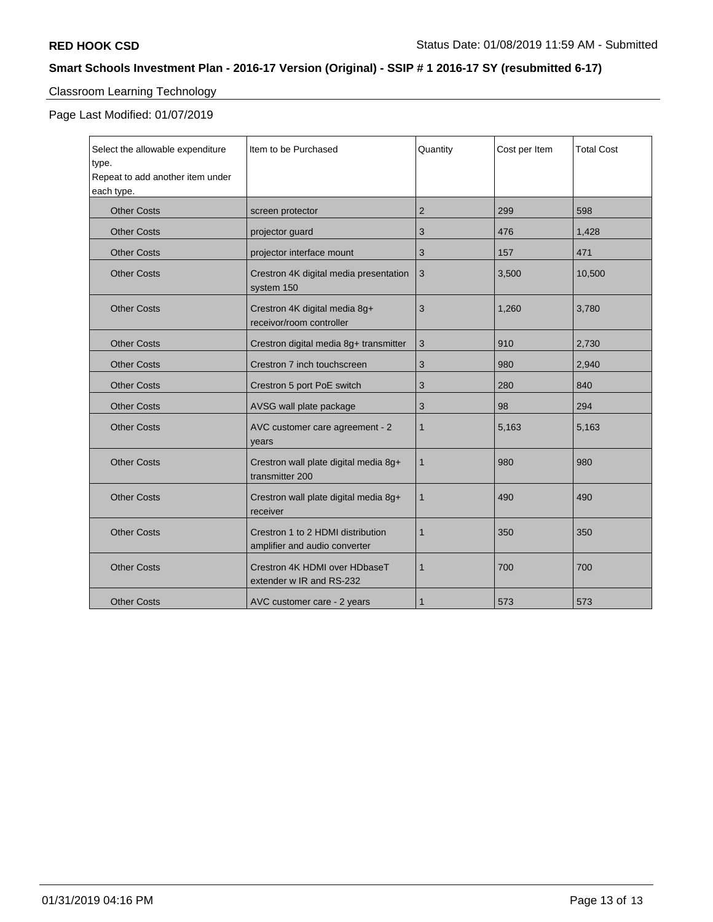## Classroom Learning Technology

Page Last Modified: 01/07/2019

| Select the allowable expenditure type. Repeat to add another item under each type. | Item to be Purchased | Quantity | Cost per Item | Total Cost |
|---|---|---|---|---|
| Other Costs | screen protector | 2 | 299 | 598 |
| Other Costs | projector guard | 3 | 476 | 1,428 |
| Other Costs | projector interface mount | 3 | 157 | 471 |
| Other Costs | Crestron 4K digital media presentation system 150 | 3 | 3,500 | 10,500 |
| Other Costs | Crestron 4K digital media 8g+ receivor/room controller | 3 | 1,260 | 3,780 |
| Other Costs | Crestron digital media 8g+ transmitter | 3 | 910 | 2,730 |
| Other Costs | Crestron 7 inch touchscreen | 3 | 980 | 2,940 |
| Other Costs | Crestron 5 port PoE switch | 3 | 280 | 840 |
| Other Costs | AVSG wall plate package | 3 | 98 | 294 |
| Other Costs | AVC customer care agreement - 2 years | 1 | 5,163 | 5,163 |
| Other Costs | Crestron wall plate digital media 8g+ transmitter 200 | 1 | 980 | 980 |
| Other Costs | Crestron wall plate digital media 8g+ receiver | 1 | 490 | 490 |
| Other Costs | Crestron 1 to 2 HDMI distribution amplifier and audio converter | 1 | 350 | 350 |
| Other Costs | Crestron 4K HDMI over HDbaseT extender w IR and RS-232 | 1 | 700 | 700 |
| Other Costs | AVC customer care - 2 years | 1 | 573 | 573 |